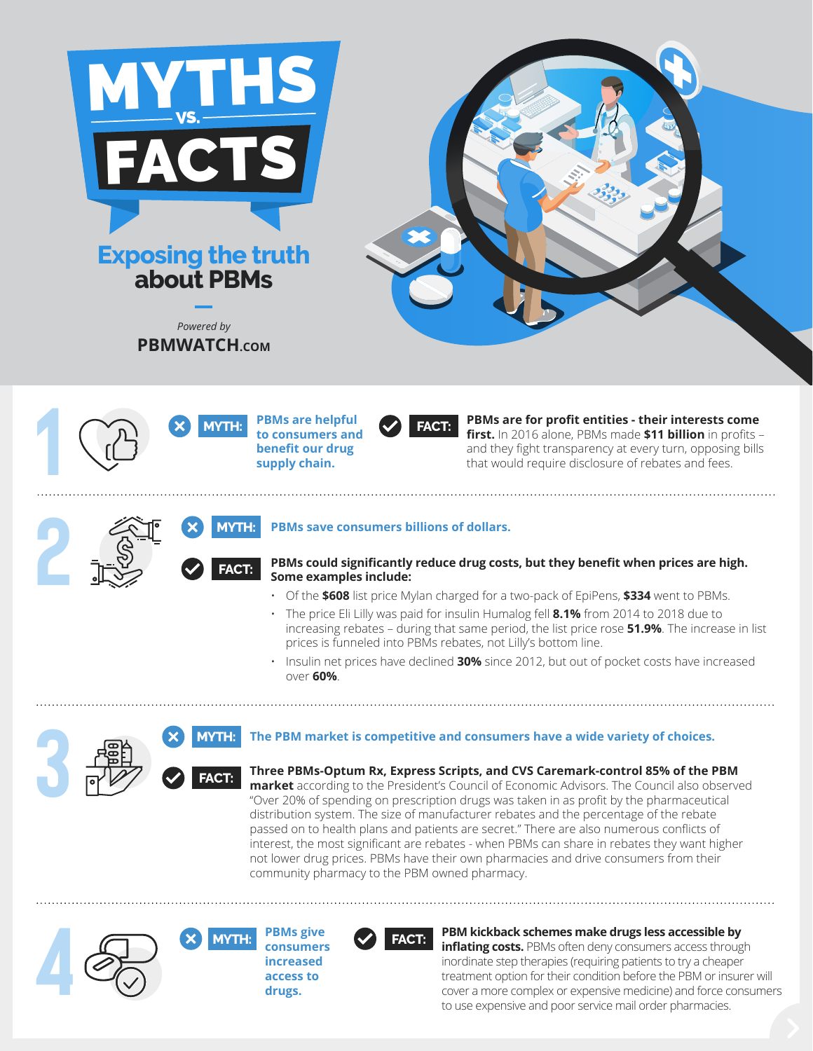# MYTHS vs. FACTS

## Exposing the truth about PBMs

*Powered by*

**PBMWATCH.COM**

---

## 1

**MYTH:** PBMs are helpful to consumers and benefit our drug supply chain.

**FACT:** **PBMs are for profit entities - their interests come first.** In 2016 alone, PBMs made **$11 billion** in profits – and they fight transparency at every turn, opposing bills that would require disclosure of rebates and fees.

---

## 2

**MYTH:** PBMs save consumers billions of dollars.

**FACT:** **PBMs could significantly reduce drug costs, but they benefit when prices are high. Some examples include:**

- Of the **$608** list price Mylan charged for a two-pack of EpiPens, **$334** went to PBMs.
- The price Eli Lilly was paid for insulin Humalog fell **8.1%** from 2014 to 2018 due to increasing rebates – during that same period, the list price rose **51.9%**. The increase in list prices is funneled into PBMs rebates, not Lilly's bottom line.
- Insulin net prices have declined **30%** since 2012, but out of pocket costs have increased over **60%**.

---

## 3

**MYTH:** The PBM market is competitive and consumers have a wide variety of choices.

**FACT:** **Three PBMs-Optum Rx, Express Scripts, and CVS Caremark-control 85% of the PBM market** according to the President's Council of Economic Advisors. The Council also observed "Over 20% of spending on prescription drugs was taken in as profit by the pharmaceutical distribution system. The size of manufacturer rebates and the percentage of the rebate passed on to health plans and patients are secret." There are also numerous conflicts of interest, the most significant are rebates - when PBMs can share in rebates they want higher not lower drug prices. PBMs have their own pharmacies and drive consumers from their community pharmacy to the PBM owned pharmacy.

---

## 4

**MYTH:** PBMs give consumers increased access to drugs.

**FACT:** **PBM kickback schemes make drugs less accessible by inflating costs.** PBMs often deny consumers access through inordinate step therapies (requiring patients to try a cheaper treatment option for their condition before the PBM or insurer will cover a more complex or expensive medicine) and force consumers to use expensive and poor service mail order pharmacies.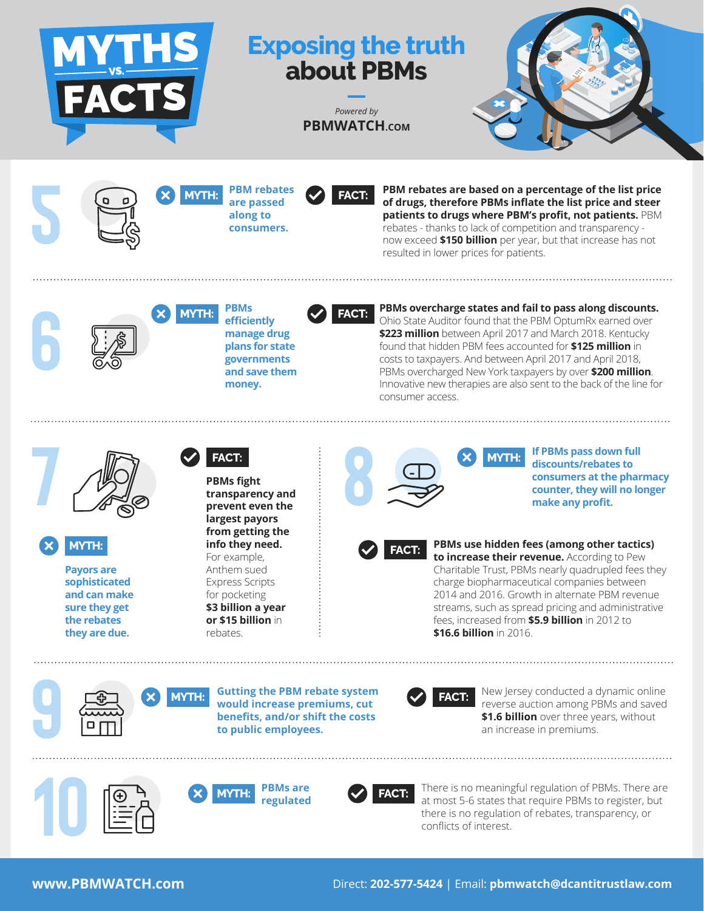# MYTHS VS. FACTS

## Exposing the truth about PBMs

*Powered by*

**PBMWATCH.COM**

---

### 5

**MYTH:** PBM rebates are passed along to consumers.

**FACT:** **PBM rebates are based on a percentage of the list price of drugs, therefore PBMs inflate the list price and steer patients to drugs where PBM's profit, not patients.** PBM rebates - thanks to lack of competition and transparency - now exceed **$150 billion** per year, but that increase has not resulted in lower prices for patients.

---

### 6

**MYTH:** PBMs efficiently manage drug plans for state governments and save them money.

**FACT:** **PBMs overcharge states and fail to pass along discounts.** Ohio State Auditor found that the PBM OptumRx earned over **$223 million** between April 2017 and March 2018. Kentucky found that hidden PBM fees accounted for **$125 million** in costs to taxpayers. And between April 2017 and April 2018, PBMs overcharged New York taxpayers by over **$200 million**. Innovative new therapies are also sent to the back of the line for consumer access.

---

### 7

**MYTH:** Payors are sophisticated and can make sure they get the rebates they are due.

**FACT:** **PBMs fight transparency and prevent even the largest payors from getting the info they need.** For example, Anthem sued Express Scripts for pocketing **$3 billion a year or $15 billion** in rebates.

### 8

**MYTH:** If PBMs pass down full discounts/rebates to consumers at the pharmacy counter, they will no longer make any profit.

**FACT:** **PBMs use hidden fees (among other tactics) to increase their revenue.** According to Pew Charitable Trust, PBMs nearly quadrupled fees they charge biopharmaceutical companies between 2014 and 2016. Growth in alternate PBM revenue streams, such as spread pricing and administrative fees, increased from **$5.9 billion** in 2012 to **$16.6 billion** in 2016.

---

### 9

**MYTH:** Gutting the PBM rebate system would increase premiums, cut benefits, and/or shift the costs to public employees.

**FACT:** New Jersey conducted a dynamic online reverse auction among PBMs and saved **$1.6 billion** over three years, without an increase in premiums.

---

### 10

**MYTH:** PBMs are regulated

**FACT:** There is no meaningful regulation of PBMs. There are at most 5-6 states that require PBMs to register, but there is no regulation of rebates, transparency, or conflicts of interest.

---

**www.PBMWATCH.com** | Direct: **202-577-5424** | Email: **pbmwatch@dcantitrustlaw.com**